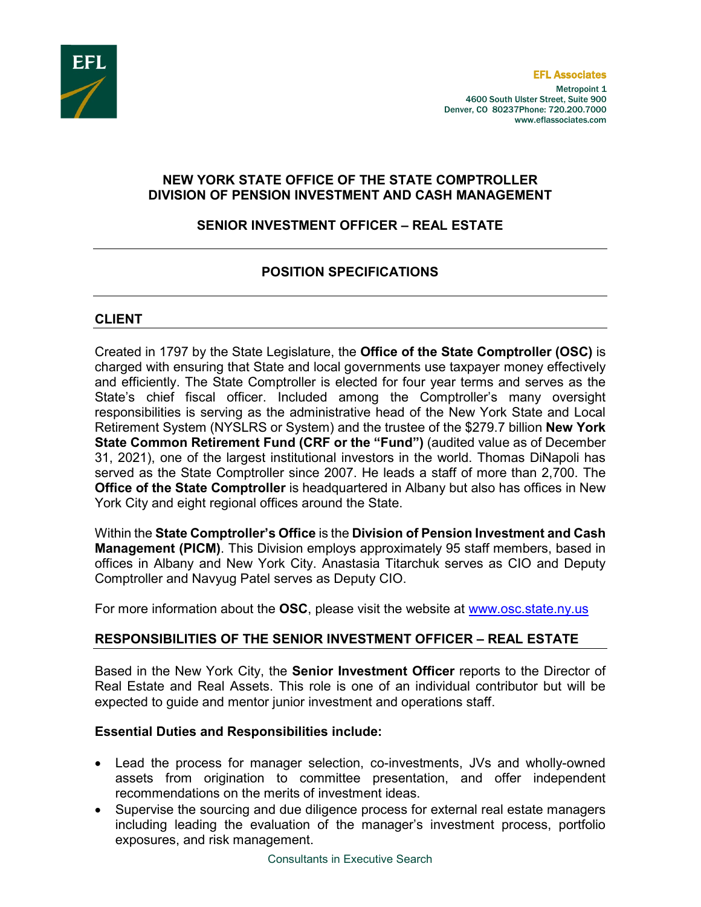EFL

**EFL Associates**
Metropoint 1
4600 South Ulster Street, Suite 900
Denver, CO 80237Phone: 720.200.7000
www.eflassociates.com

# NEW YORK STATE OFFICE OF THE STATE COMPTROLLER
# DIVISION OF PENSION INVESTMENT AND CASH MANAGEMENT

## SENIOR INVESTMENT OFFICER – REAL ESTATE

---

## POSITION SPECIFICATIONS

---

## CLIENT

Created in 1797 by the State Legislature, the **Office of the State Comptroller (OSC)** is charged with ensuring that State and local governments use taxpayer money effectively and efficiently. The State Comptroller is elected for four year terms and serves as the State's chief fiscal officer. Included among the Comptroller's many oversight responsibilities is serving as the administrative head of the New York State and Local Retirement System (NYSLRS or System) and the trustee of the $279.7 billion **New York State Common Retirement Fund (CRF or the "Fund")** (audited value as of December 31, 2021), one of the largest institutional investors in the world. Thomas DiNapoli has served as the State Comptroller since 2007. He leads a staff of more than 2,700. The **Office of the State Comptroller** is headquartered in Albany but also has offices in New York City and eight regional offices around the State.

Within the **State Comptroller's Office** is the **Division of Pension Investment and Cash Management (PICM)**. This Division employs approximately 95 staff members, based in offices in Albany and New York City. Anastasia Titarchuk serves as CIO and Deputy Comptroller and Navyug Patel serves as Deputy CIO.

For more information about the **OSC**, please visit the website at www.osc.state.ny.us

## RESPONSIBILITIES OF THE SENIOR INVESTMENT OFFICER – REAL ESTATE

Based in the New York City, the **Senior Investment Officer** reports to the Director of Real Estate and Real Assets. This role is one of an individual contributor but will be expected to guide and mentor junior investment and operations staff.

**Essential Duties and Responsibilities include:**

- Lead the process for manager selection, co-investments, JVs and wholly-owned assets from origination to committee presentation, and offer independent recommendations on the merits of investment ideas.
- Supervise the sourcing and due diligence process for external real estate managers including leading the evaluation of the manager's investment process, portfolio exposures, and risk management.

Consultants in Executive Search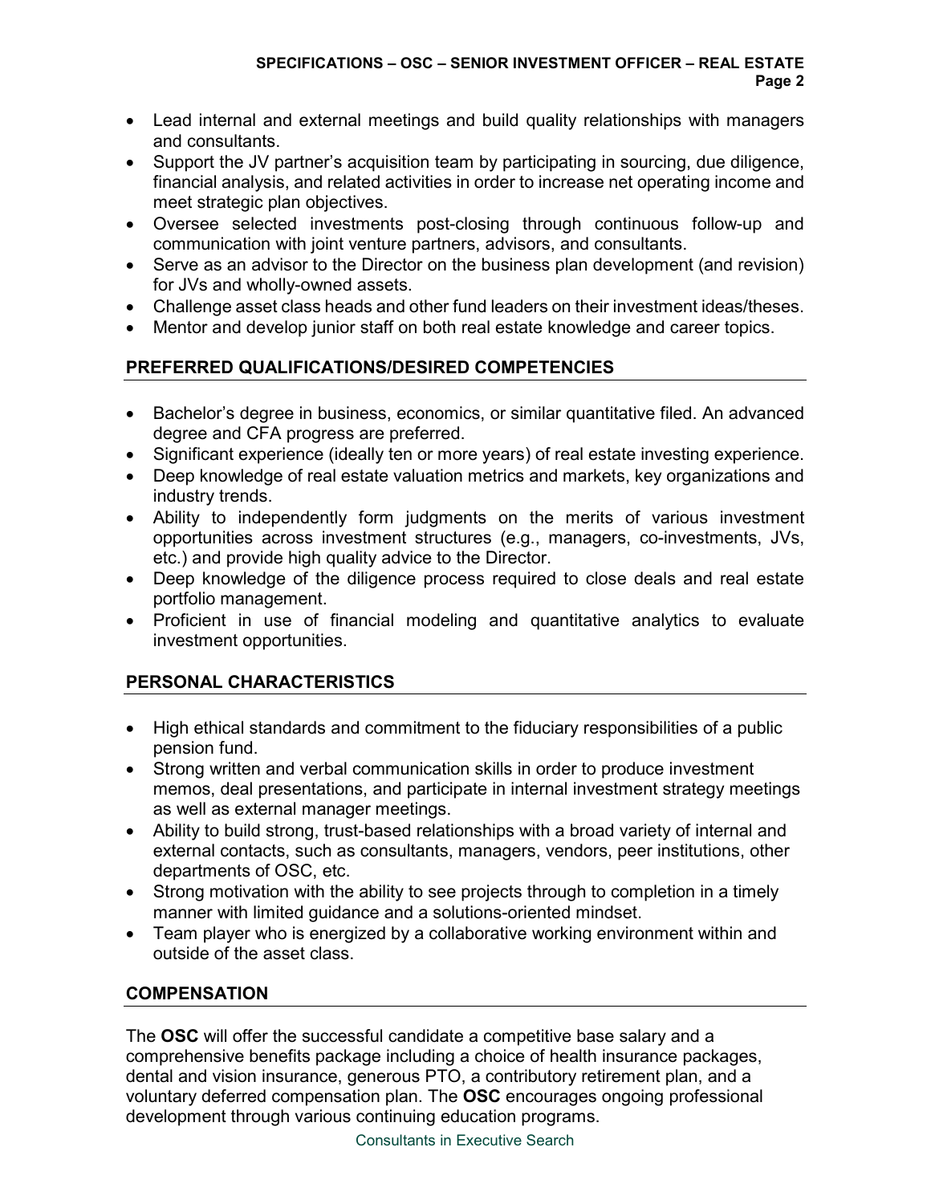- Lead internal and external meetings and build quality relationships with managers and consultants.
- Support the JV partner's acquisition team by participating in sourcing, due diligence, financial analysis, and related activities in order to increase net operating income and meet strategic plan objectives.
- Oversee selected investments post-closing through continuous follow-up and communication with joint venture partners, advisors, and consultants.
- Serve as an advisor to the Director on the business plan development (and revision) for JVs and wholly-owned assets.
- Challenge asset class heads and other fund leaders on their investment ideas/theses.
- Mentor and develop junior staff on both real estate knowledge and career topics.

## PREFERRED QUALIFICATIONS/DESIRED COMPETENCIES

- Bachelor's degree in business, economics, or similar quantitative filed. An advanced degree and CFA progress are preferred.
- Significant experience (ideally ten or more years) of real estate investing experience.
- Deep knowledge of real estate valuation metrics and markets, key organizations and industry trends.
- Ability to independently form judgments on the merits of various investment opportunities across investment structures (e.g., managers, co-investments, JVs, etc.) and provide high quality advice to the Director.
- Deep knowledge of the diligence process required to close deals and real estate portfolio management.
- Proficient in use of financial modeling and quantitative analytics to evaluate investment opportunities.

## PERSONAL CHARACTERISTICS

- High ethical standards and commitment to the fiduciary responsibilities of a public pension fund.
- Strong written and verbal communication skills in order to produce investment memos, deal presentations, and participate in internal investment strategy meetings as well as external manager meetings.
- Ability to build strong, trust-based relationships with a broad variety of internal and external contacts, such as consultants, managers, vendors, peer institutions, other departments of OSC, etc.
- Strong motivation with the ability to see projects through to completion in a timely manner with limited guidance and a solutions-oriented mindset.
- Team player who is energized by a collaborative working environment within and outside of the asset class.

## COMPENSATION

The **OSC** will offer the successful candidate a competitive base salary and a comprehensive benefits package including a choice of health insurance packages, dental and vision insurance, generous PTO, a contributory retirement plan, and a voluntary deferred compensation plan. The **OSC** encourages ongoing professional development through various continuing education programs.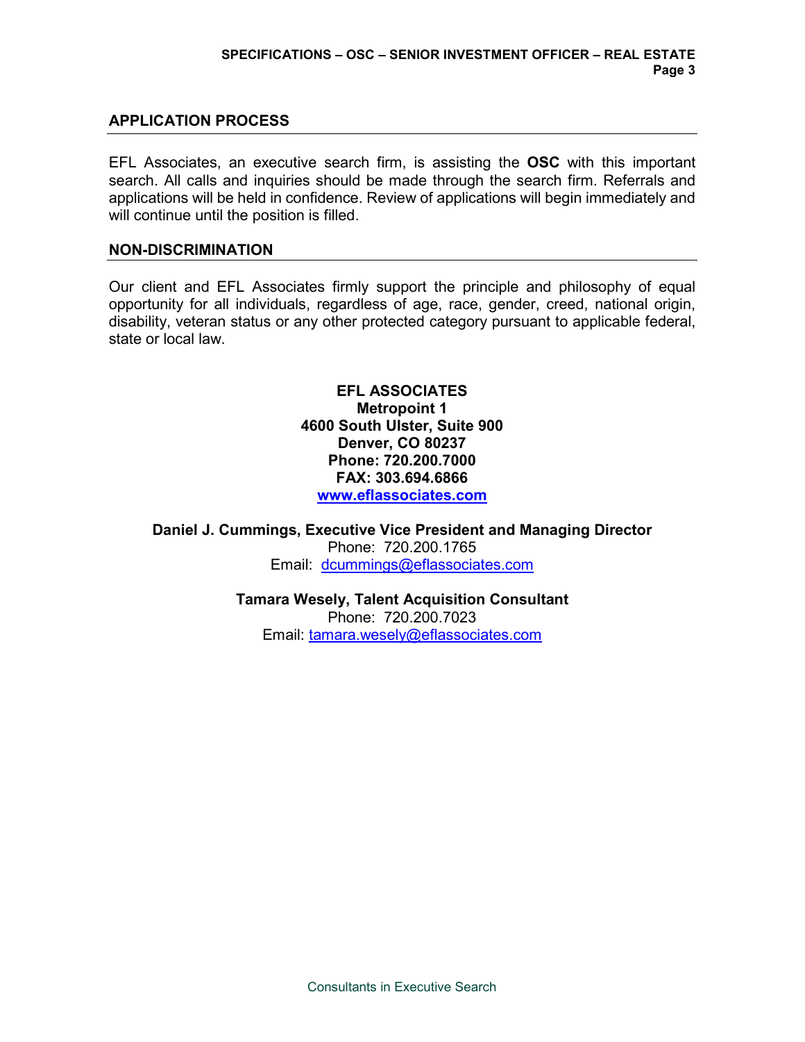## APPLICATION PROCESS

EFL Associates, an executive search firm, is assisting the **OSC** with this important search. All calls and inquiries should be made through the search firm. Referrals and applications will be held in confidence. Review of applications will begin immediately and will continue until the position is filled.

## NON-DISCRIMINATION

Our client and EFL Associates firmly support the principle and philosophy of equal opportunity for all individuals, regardless of age, race, gender, creed, national origin, disability, veteran status or any other protected category pursuant to applicable federal, state or local law.

**EFL ASSOCIATES**
**Metropoint 1**
**4600 South Ulster, Suite 900**
**Denver, CO 80237**
**Phone: 720.200.7000**
**FAX: 303.694.6866**
**www.eflassociates.com**

**Daniel J. Cummings, Executive Vice President and Managing Director**
Phone: 720.200.1765
Email: dcummings@eflassociates.com

**Tamara Wesely, Talent Acquisition Consultant**
Phone: 720.200.7023
Email: tamara.wesely@eflassociates.com